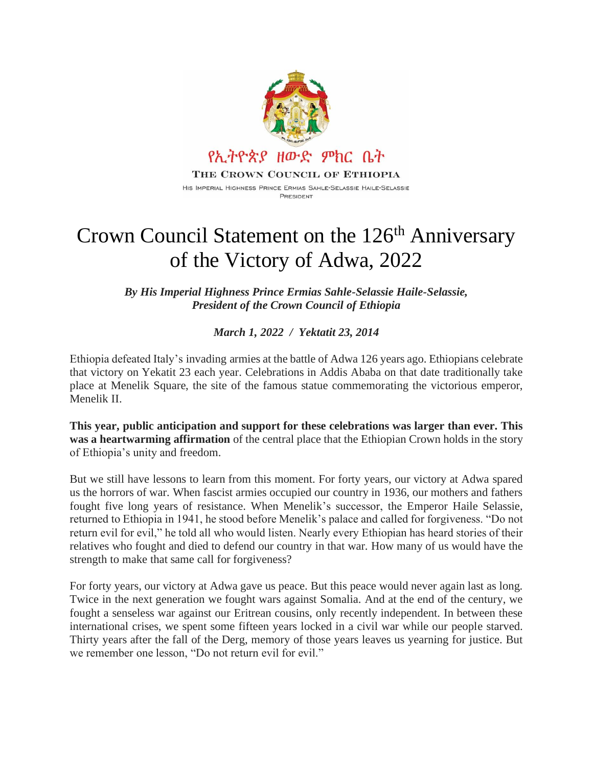የኢትዮጵያ ዘውድ ምክር ቤት

THE CROWN COUNCIL OF ETHIOPIA

HIS IMPERIAL HIGHNESS PRINCE ERMIAS SAHLE-SELASSIE HAILE-SELASSIE
PRESIDENT

# Crown Council Statement on the 126th Anniversary of the Victory of Adwa, 2022

***By His Imperial Highness Prince Ermias Sahle-Selassie Haile-Selassie, President of the Crown Council of Ethiopia***

***March 1, 2022 / Yektatit 23, 2014***

Ethiopia defeated Italy's invading armies at the battle of Adwa 126 years ago. Ethiopians celebrate that victory on Yekatit 23 each year. Celebrations in Addis Ababa on that date traditionally take place at Menelik Square, the site of the famous statue commemorating the victorious emperor, Menelik II.

**This year, public anticipation and support for these celebrations was larger than ever. This was a heartwarming affirmation** of the central place that the Ethiopian Crown holds in the story of Ethiopia's unity and freedom.

But we still have lessons to learn from this moment. For forty years, our victory at Adwa spared us the horrors of war. When fascist armies occupied our country in 1936, our mothers and fathers fought five long years of resistance. When Menelik's successor, the Emperor Haile Selassie, returned to Ethiopia in 1941, he stood before Menelik's palace and called for forgiveness. "Do not return evil for evil," he told all who would listen. Nearly every Ethiopian has heard stories of their relatives who fought and died to defend our country in that war. How many of us would have the strength to make that same call for forgiveness?

For forty years, our victory at Adwa gave us peace. But this peace would never again last as long. Twice in the next generation we fought wars against Somalia. And at the end of the century, we fought a senseless war against our Eritrean cousins, only recently independent. In between these international crises, we spent some fifteen years locked in a civil war while our people starved. Thirty years after the fall of the Derg, memory of those years leaves us yearning for justice. But we remember one lesson, "Do not return evil for evil."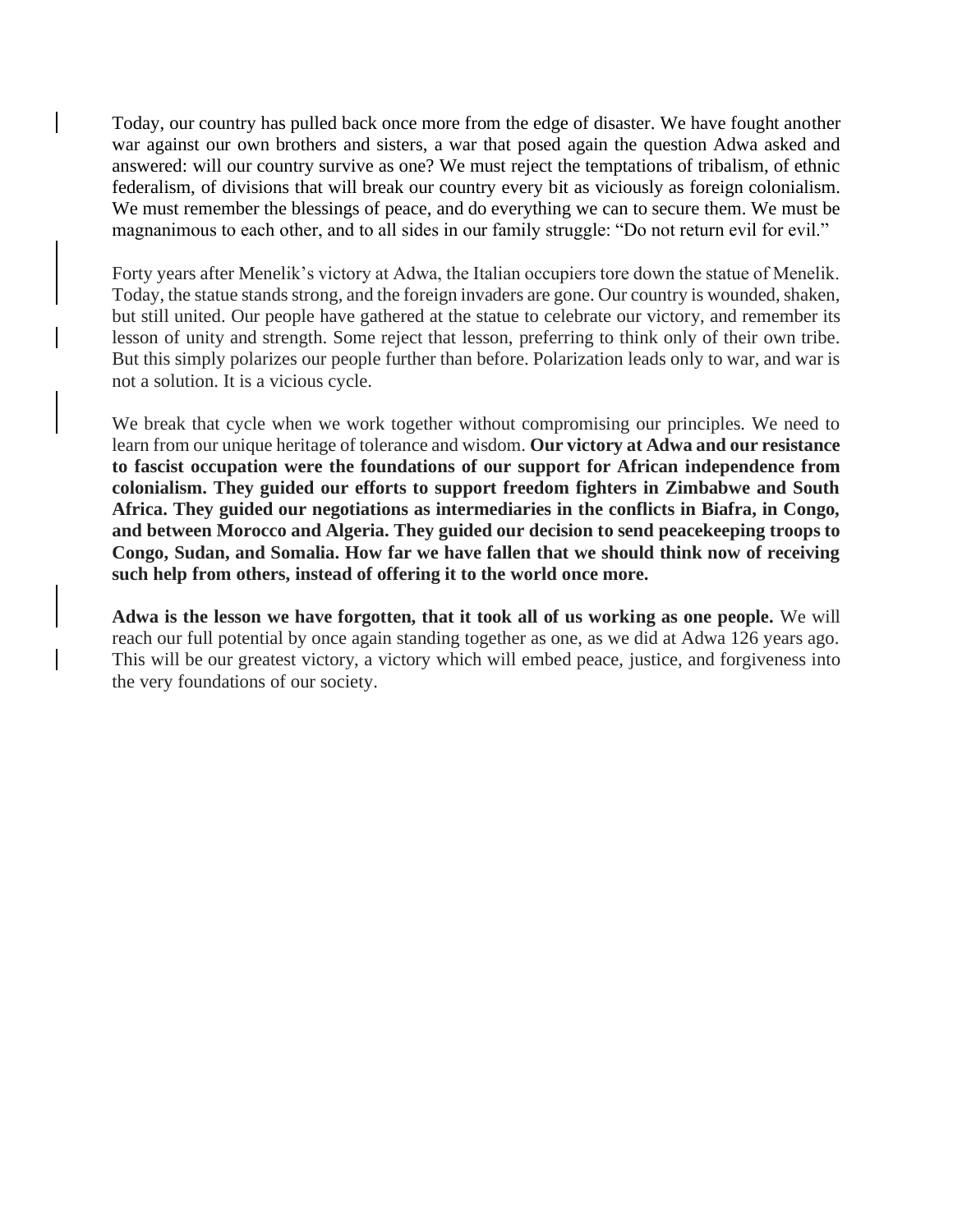Today, our country has pulled back once more from the edge of disaster. We have fought another war against our own brothers and sisters, a war that posed again the question Adwa asked and answered: will our country survive as one? We must reject the temptations of tribalism, of ethnic federalism, of divisions that will break our country every bit as viciously as foreign colonialism. We must remember the blessings of peace, and do everything we can to secure them. We must be magnanimous to each other, and to all sides in our family struggle: "Do not return evil for evil."

Forty years after Menelik's victory at Adwa, the Italian occupiers tore down the statue of Menelik. Today, the statue stands strong, and the foreign invaders are gone. Our country is wounded, shaken, but still united. Our people have gathered at the statue to celebrate our victory, and remember its lesson of unity and strength. Some reject that lesson, preferring to think only of their own tribe. But this simply polarizes our people further than before. Polarization leads only to war, and war is not a solution. It is a vicious cycle.

We break that cycle when we work together without compromising our principles. We need to learn from our unique heritage of tolerance and wisdom. **Our victory at Adwa and our resistance to fascist occupation were the foundations of our support for African independence from colonialism. They guided our efforts to support freedom fighters in Zimbabwe and South Africa. They guided our negotiations as intermediaries in the conflicts in Biafra, in Congo, and between Morocco and Algeria. They guided our decision to send peacekeeping troops to Congo, Sudan, and Somalia. How far we have fallen that we should think now of receiving such help from others, instead of offering it to the world once more.**

**Adwa is the lesson we have forgotten, that it took all of us working as one people.** We will reach our full potential by once again standing together as one, as we did at Adwa 126 years ago. This will be our greatest victory, a victory which will embed peace, justice, and forgiveness into the very foundations of our society.